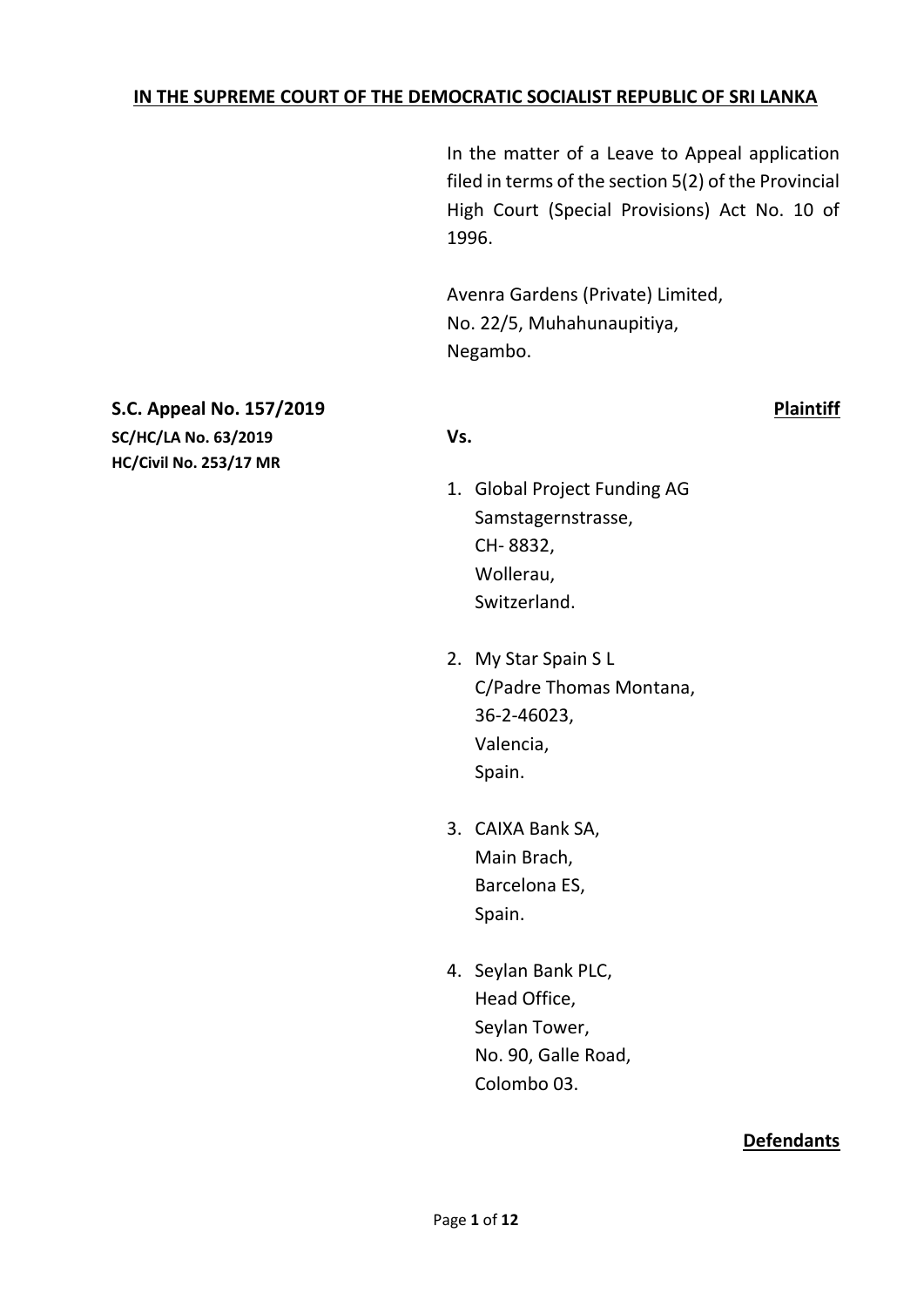**IN THE SUPREME COURT OF THE DEMOCRATIC SOCIALIST REPUBLIC OF SRI LANKA**

In the matter of a Leave to Appeal application filed in terms of the section 5(2) of the Provincial High Court (Special Provisions) Act No. 10 of 1996.

Avenra Gardens (Private) Limited,
No. 22/5, Muhahunaupitiya,
Negambo.

**S.C. Appeal No. 157/2019**
**SC/HC/LA No. 63/2019**
**HC/Civil No. 253/17 MR**

**Plaintiff**

**Vs.**

1. Global Project Funding AG
   Samstagernstrasse,
   CH- 8832,
   Wollerau,
   Switzerland.

2. My Star Spain S L
   C/Padre Thomas Montana,
   36-2-46023,
   Valencia,
   Spain.

3. CAIXA Bank SA,
   Main Brach,
   Barcelona ES,
   Spain.

4. Seylan Bank PLC,
   Head Office,
   Seylan Tower,
   No. 90, Galle Road,
   Colombo 03.

**Defendants**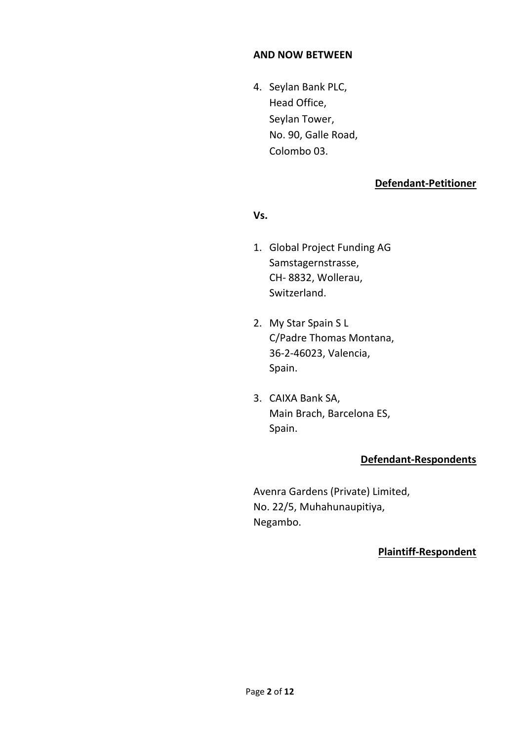**AND NOW BETWEEN**

4. Seylan Bank PLC,
   Head Office,
   Seylan Tower,
   No. 90, Galle Road,
   Colombo 03.

**Defendant-Petitioner**

**Vs.**

1. Global Project Funding AG
   Samstagernstrasse,
   CH- 8832, Wollerau,
   Switzerland.

2. My Star Spain S L
   C/Padre Thomas Montana,
   36-2-46023, Valencia,
   Spain.

3. CAIXA Bank SA,
   Main Brach, Barcelona ES,
   Spain.

**Defendant-Respondents**

Avenra Gardens (Private) Limited,
No. 22/5, Muhahunaupitiya,
Negambo.

**Plaintiff-Respondent**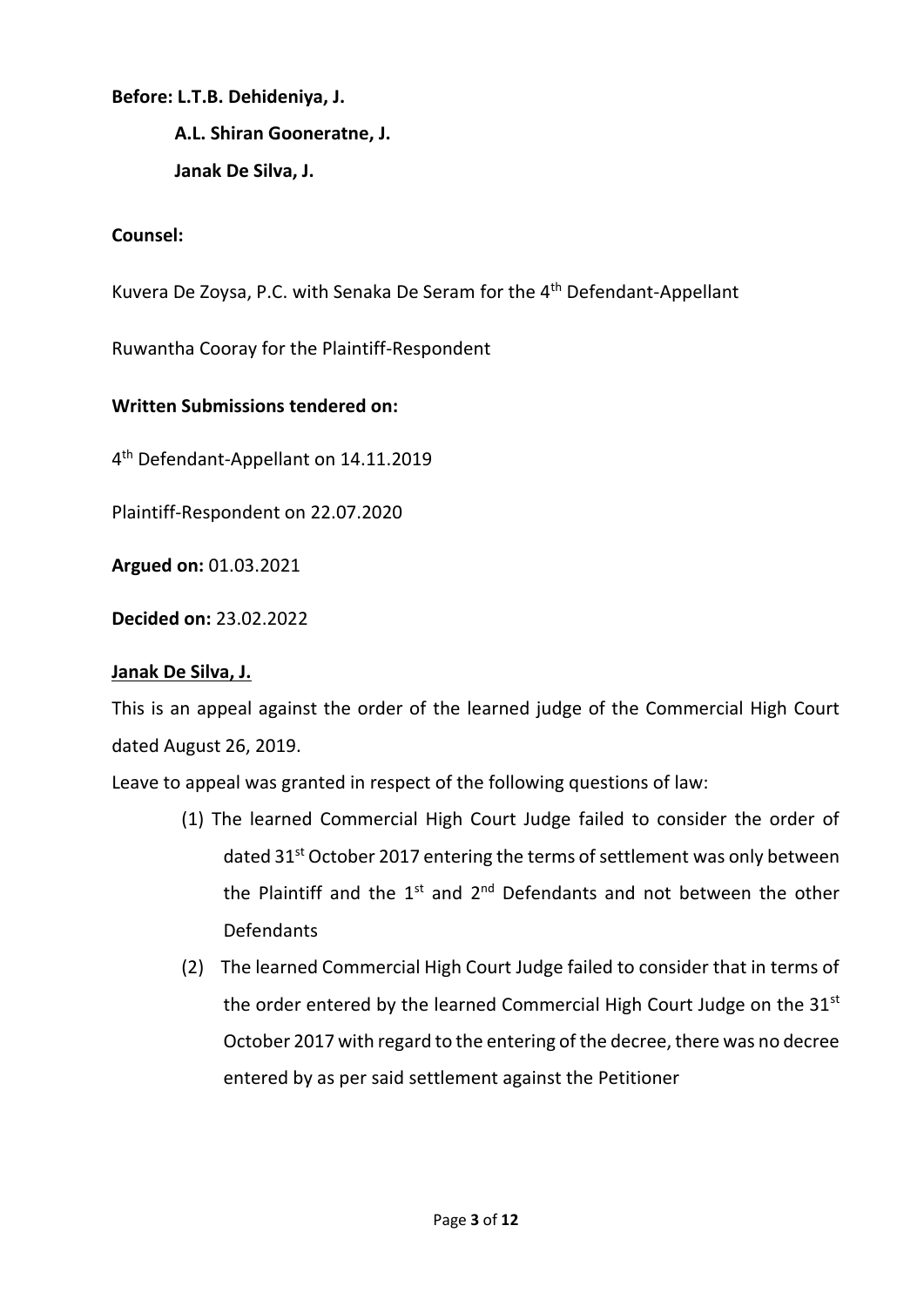**Before: L.T.B. Dehideniya, J.**

**A.L. Shiran Gooneratne, J.**

**Janak De Silva, J.**

**Counsel:**

Kuvera De Zoysa, P.C. with Senaka De Seram for the 4th Defendant-Appellant

Ruwantha Cooray for the Plaintiff-Respondent

**Written Submissions tendered on:**

4th Defendant-Appellant on 14.11.2019

Plaintiff-Respondent on 22.07.2020

**Argued on:** 01.03.2021

**Decided on:** 23.02.2022

**Janak De Silva, J.**

This is an appeal against the order of the learned judge of the Commercial High Court dated August 26, 2019.

Leave to appeal was granted in respect of the following questions of law:

(1) The learned Commercial High Court Judge failed to consider the order of dated 31st October 2017 entering the terms of settlement was only between the Plaintiff and the 1st and 2nd Defendants and not between the other Defendants

(2) The learned Commercial High Court Judge failed to consider that in terms of the order entered by the learned Commercial High Court Judge on the 31st October 2017 with regard to the entering of the decree, there was no decree entered by as per said settlement against the Petitioner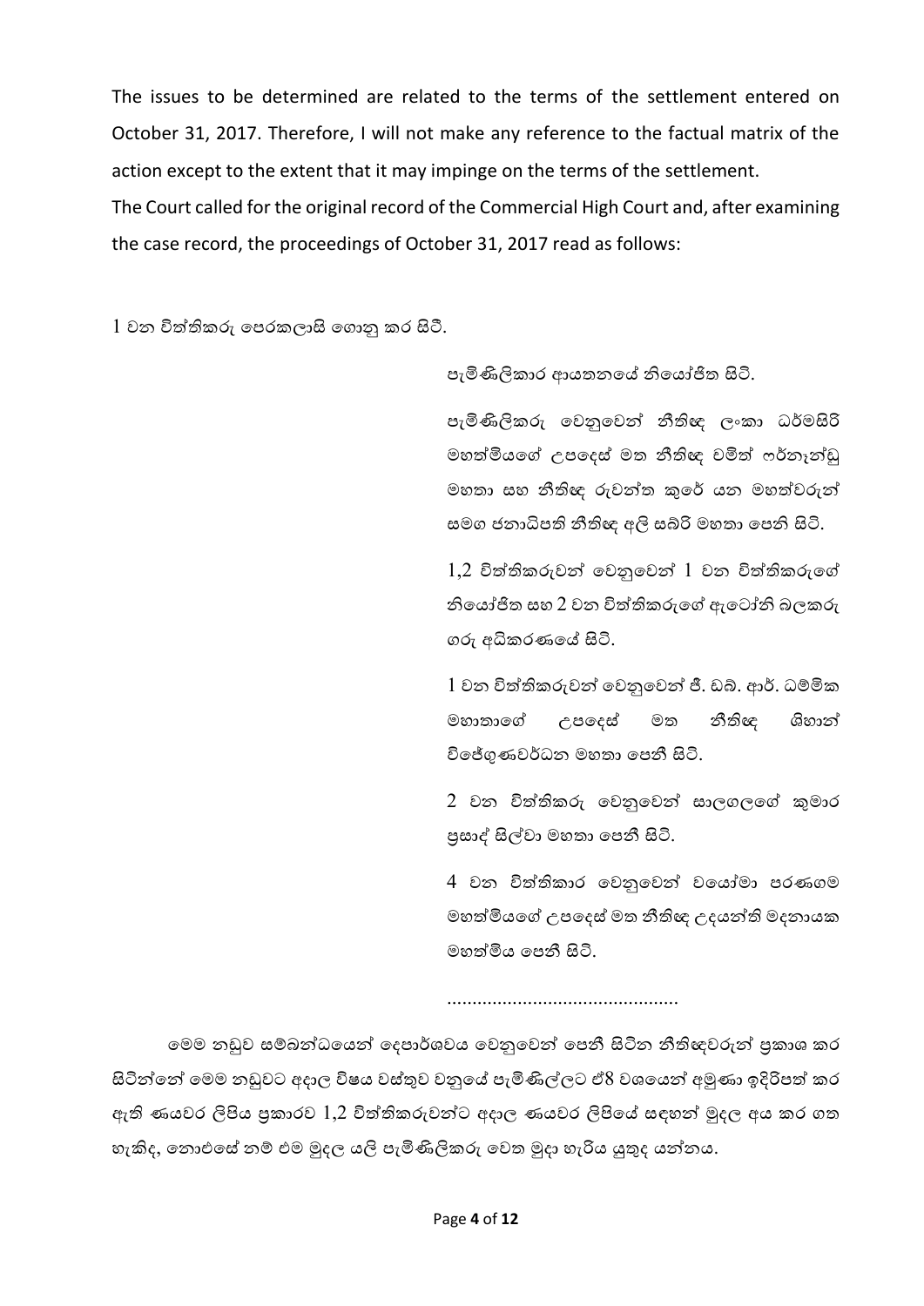The issues to be determined are related to the terms of the settlement entered on October 31, 2017. Therefore, I will not make any reference to the factual matrix of the action except to the extent that it may impinge on the terms of the settlement.

The Court called for the original record of the Commercial High Court and, after examining the case record, the proceedings of October 31, 2017 read as follows:

1 වන විත්තිකරු පෙරකලාසි ගොනු කර සිටී.

පැමිණිලිකාර ආයතනයේ නියෝජිත සිටී.

පැමිණිලිකරු වෙනුවෙන් නීතිඥ ලංකා ධර්මසිරි මහත්මියගේ උපදෙස් මත නීතිඥ චමිත් ෆර්නැන්ඩු මහතා සහ නීතිඥ රුවන්ත කුරේ යන මහත්වරුන් සමග ජනාධිපති නීතිඥ අලි සබ්රි මහතා පෙනී සිටී.

1,2 විත්තිකරුවන් වෙනුවෙන් 1 වන විත්තිකරුගේ නියෝජිත සහ 2 වන විත්තිකරුගේ ඇටෝර්නි බලකරු ගරු අධිකරණයේ සිටී.

1 වන විත්තිකරුවන් වෙනුවෙන් ජී. ඩබ්. ආර්. ධම්මික මහාතාගේ උපදෙස් මත නීතිඥ ශිහාන් විජේගුණවර්ධන මහතා පෙනී සිටී.

2 වන විත්තිකරු වෙනුවෙන් සාලගලගේ කුමාර ප්‍රසාද් සිල්වා මහතා පෙනී සිටී.

4 වන විත්තිකාර වෙනුවෙන් වයෝමා පරණගම මහත්මියගේ උපදෙස් මත නීතිඥ උදයන්ති මදනායක මහත්මිය පෙනී සිටී.

..............................................

මෙම නඩුව සම්බන්ධයෙන් දෙපාර්ශවය වෙනුවෙන් පෙනී සිටින නීතිඥවරුන් ප්‍රකාශ කර සිටින්නේ මෙම නඩුවට අදාල විෂය වස්තුව වනුයේ පැමිණිල්ලට ඒ8 වශයෙන් අමුණා ඉදිරිපත් කර ඇති ණයවර ලිපිය ප්‍රකාරව 1,2 විත්තිකරුවන්ට අදාල ණයවර ලිපියේ සඳහන් මුදල අය කර ගත හැකිද, නොඑසේ නම් එම මුදල යලි පැමිණිලිකරු වෙත මුදා හැරිය යුතුද යන්නය.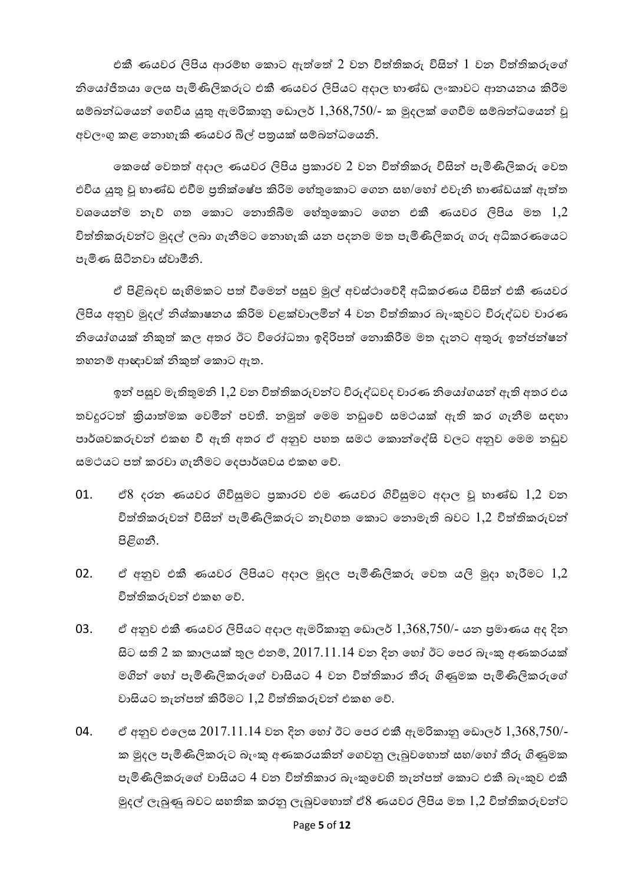එකී ණයවර ලිපිය ආරම්භ කොට ඇත්තේ 2 වන විත්තිකරු විසින් 1 වන විත්තිකරුගේ නියෝජිතයා ලෙස පැමිණිලිකරුට එකී ණයවර ලිපියට අදාල භාණ්ඩ ලංකාවට ආනයනය කිරීම සම්බන්ධයෙන් ගෙවිය යුතු ඇමරිකානු ඩොලර් 1,368,750/- ක මුදලක් ගෙවීම සම්බන්ධයෙන් වූ අවලංගු කළ නොහැකි ණයවර බිල් පත්‍රයක් සම්බන්ධයෙනි.

කෙසේ වෙතත් අදාල ණයවර ලිපිය ප්‍රකාරව 2 වන විත්තිකරු විසින් පැමිණිලිකරු වෙත එවිය යුතු වූ භාණ්ඩ එවීම ප්‍රතික්ෂේප කිරීම හේතුකොට ගෙන සහ/හෝ එවැනි භාණ්ඩයක් ඇත්ත වශයෙන්ම නැව් ගත කොට නොතිබීම හේතුකොට ගෙන එකී ණයවර ලිපිය මත 1,2 විත්තිකරුවන්ට මුදල් ලබා ගැනීමට නොහැකි යන පදනම මත පැමිණිලිකරු ගරු අධිකරණයෙට පැමිණ සිටිනවා ස්වාමීනි.

ඒ පිළිබඳව සැහීමකට පත් වීමෙන් පසුව මුල් අවස්ථාවේදී අධිකරණය විසින් එකී ණයවර ලිපිය අනුව මුදල් නිශ්කාෂනය කිරීම වළක්වාලමින් 4 වන විත්තිකාර බැංකුවට විරුද්ධව වාරණ නියෝගයක් නිකුත් කල අතර ඊට විරෝධතා ඉදිරිපත් නොකිරීම මත දැනට අතුරු ඉන්ජන්ෂන් තහනම් ආඥාවක් නිකුත් කොට ඇත.

ඉන් පසුව මැතිතුමනි 1,2 වන විත්තිකරුවන්ට විරුද්ධවද වාරණ නියෝගයන් ඇති අතර එය තවදුරටත් ක්‍රියාත්මක වෙමින් පවතී. නමුත් මෙම නඩුවේ සමථයක් ඇති කර ගැනීම සඳහා පාර්ශවකරුවන් එකඟ වී ඇති අතර ඒ අනුව පහත සමථ කොන්දේසි වලට අනුව මෙම නඩුව සමථයට පත් කරවා ගැනීමට දෙපාර්ශවය එකඟ වේ.

01. පැ8 දරන ණයවර ගිවිසුමට ප්‍රකාරව එම ණයවර ගිවිසුමට අදාල වූ භාණ්ඩ 1,2 වන විත්තිකරුවන් විසින් පැමිණිලිකරුට නැව්ගත කොට නොමැති බවට 1,2 විත්තිකරුවන් පිළිගනී.

02. ඒ අනුව එකී ණයවර ලිපියට අදාල මුදල පැමිණිලිකරු වෙත යලි මුදා හැරීමට 1,2 විත්තිකරුවන් එකඟ වේ.

03. ඒ අනුව එකී ණයවර ලිපියට අදාල ඇමරිකානු ඩොලර් 1,368,750/- යන ප්‍රමාණය අද දින සිට සති 2 ක කාලයක් තුල එනම්, 2017.11.14 වන දින හෝ ඊට පෙර බැංකු අණකරයක් මගින් හෝ පැමිණිලිකරුගේ වාසියට 4 වන විත්තිකාර තීරු ගිණුමක පැමිණිලිකරුගේ වාසියට තැන්පත් කිරීමට 1,2 විත්තිකරුවන් එකඟ වේ.

04. ඒ අනුව එලෙස 2017.11.14 වන දින හෝ ඊට පෙර එකී ඇමරිකානු ඩොලර් 1,368,750/- ක මුදල පැමිණිලිකරුට බැංකු අණකරයකින් ගෙවනු ලැබුවහොත් සහ/හෝ තීරු ගිණුමක පැමිණිලිකරුගේ වාසියට 4 වන විත්තිකාර බැංකුවෙහි තැන්පත් කොට එකී බැංකුව එකී මුදල් ලැබුණු බවට සහතික කරනු ලැබුවහොත් පැ8 ණයවර ලිපිය මත 1,2 විත්තිකරුවන්ට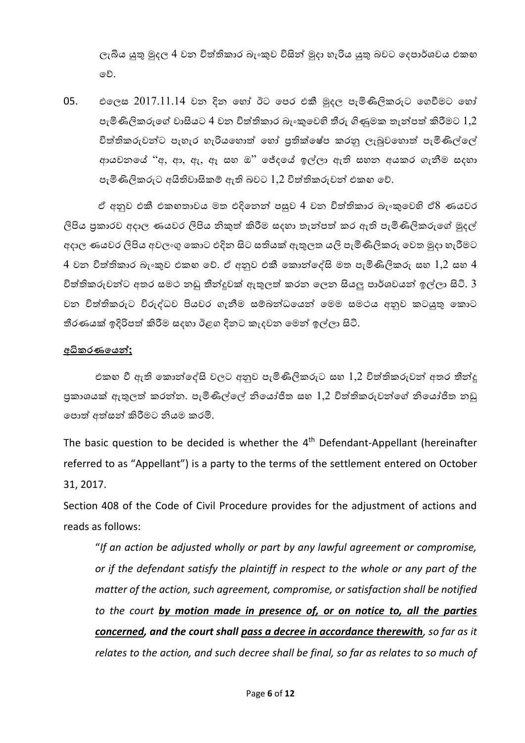ලැබිය යුතු මුදල 4 වන විත්තිකාර බැංකුව විසින් මුදා හැරිය යුතු බවට දෙපාර්ශවය එකඟ වේ.

05. එලෙස 2017.11.14 වන දින හෝ ඊට පෙර එකී මුදල පැමිණිලිකරුට ගෙවීමට හෝ පැමිණිලිකරුගේ වාසියට 4 වන විත්තිකාර බැංකුවෙහි තීරු ගිණුමක තැන්පත් කිරීමට 1,2 විත්තිකරුවන්ට පැහැර හැරියහොත් හෝ ප්‍රතික්ෂේප කරනු ලැබුවහොත් පැමිණිල්ලේ ආයචනයේ "අ, ආ, ඇ, ඇ සහ ඔ" ඡේදයේ ඉල්ලා ඇති සහන අයකර ගැනීම සඳහා පැමිණිලිකරුට අයිතිවාසිකම් ඇති බවට 1,2 විත්තිකරුවන් එකඟ වේ.

ඒ අනුව එකී එකඟතාවය මත එදිනෙන් පසුව 4 වන විත්තිකාර බැංකුවෙහි ඒ8 ණයවර ලිපිය ප්‍රකාරව අදාල ණයවර ලිපිය නිකුත් කිරීම සඳහා තැන්පත් කර ඇති පැමිණිලිකරුගේ මුදල් අදාල ණයවර ලිපිය අවලංගු කොට එදින සිට සතියක් ඇතුලත යලි පැමිණිලිකරු වෙත මුදා හැරීමට 4 වන විත්තිකාර බැංකුව එකඟ වේ. ඒ අනුව එකී කොන්දේසි මත පැමිණිලිකරු සහ 1,2 සහ 4 විත්තිකරුවන්ට අතර සමථ නඩු තීන්දුවක් ඇතුලත් කරන ලෙන සියලු පාර්ශවයන් ඉල්ලා සිටී. 3 වන විත්තිකරුට විරුද්ධව පියවර ගැනීම සම්බන්ධයෙන් මෙම සමථය අනුව කටයුතු කොට තීරණයක් ඉදිරිපත් කිරීම සඳහා ඊළඟ දිනට කැඳවන මෙන් ඉල්ලා සිටී.

**<u>අධිකරණයෙන්;</u>**

එකඟ වී ඇති කොන්දේසි වලට අනුව පැමිණිලිකරුට සහ 1,2 විත්තිකරුවන් අතර තීන්දු ප්‍රකාශයක් ඇතුලත් කරන්න. පැමිණිල්ලේ නියෝජිත සහ 1,2 විත්තිකරුවන්ගේ නියෝජිත නඩු පොත් අත්සන් කිරීමට නියම කරමි.

The basic question to be decided is whether the 4th Defendant-Appellant (hereinafter referred to as "Appellant") is a party to the terms of the settlement entered on October 31, 2017.

Section 408 of the Code of Civil Procedure provides for the adjustment of actions and reads as follows:

> "*If an action be adjusted wholly or part by any lawful agreement or compromise, or if the defendant satisfy the plaintiff in respect to the whole or any part of the matter of the action, such agreement, compromise, or satisfaction shall be notified to the court* ***<u>by motion made in presence of, or on notice to, all the parties concerned</u>, and the court shall <u>pass a decree in accordance therewith</u>****, so far as it relates to the action, and such decree shall be final, so far as relates to so much of*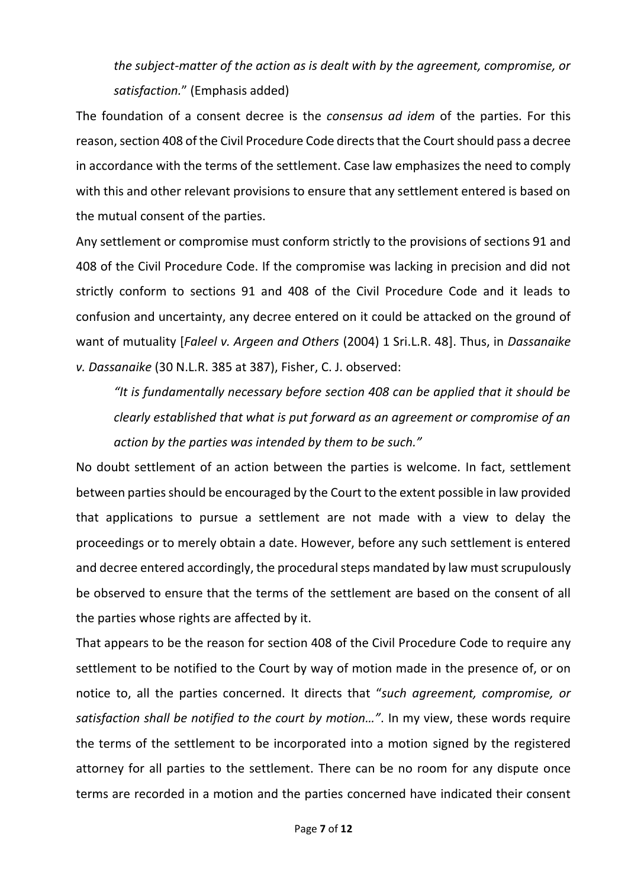*the subject-matter of the action as is dealt with by the agreement, compromise, or satisfaction.*" (Emphasis added)

The foundation of a consent decree is the *consensus ad idem* of the parties. For this reason, section 408 of the Civil Procedure Code directs that the Court should pass a decree in accordance with the terms of the settlement. Case law emphasizes the need to comply with this and other relevant provisions to ensure that any settlement entered is based on the mutual consent of the parties.

Any settlement or compromise must conform strictly to the provisions of sections 91 and 408 of the Civil Procedure Code. If the compromise was lacking in precision and did not strictly conform to sections 91 and 408 of the Civil Procedure Code and it leads to confusion and uncertainty, any decree entered on it could be attacked on the ground of want of mutuality [*Faleel v. Argeen and Others* (2004) 1 Sri.L.R. 48]. Thus, in *Dassanaike v. Dassanaike* (30 N.L.R. 385 at 387), Fisher, C. J. observed:

> *"It is fundamentally necessary before section 408 can be applied that it should be clearly established that what is put forward as an agreement or compromise of an action by the parties was intended by them to be such."*

No doubt settlement of an action between the parties is welcome. In fact, settlement between parties should be encouraged by the Court to the extent possible in law provided that applications to pursue a settlement are not made with a view to delay the proceedings or to merely obtain a date. However, before any such settlement is entered and decree entered accordingly, the procedural steps mandated by law must scrupulously be observed to ensure that the terms of the settlement are based on the consent of all the parties whose rights are affected by it.

That appears to be the reason for section 408 of the Civil Procedure Code to require any settlement to be notified to the Court by way of motion made in the presence of, or on notice to, all the parties concerned. It directs that "*such agreement, compromise, or satisfaction shall be notified to the court by motion…"*. In my view, these words require the terms of the settlement to be incorporated into a motion signed by the registered attorney for all parties to the settlement. There can be no room for any dispute once terms are recorded in a motion and the parties concerned have indicated their consent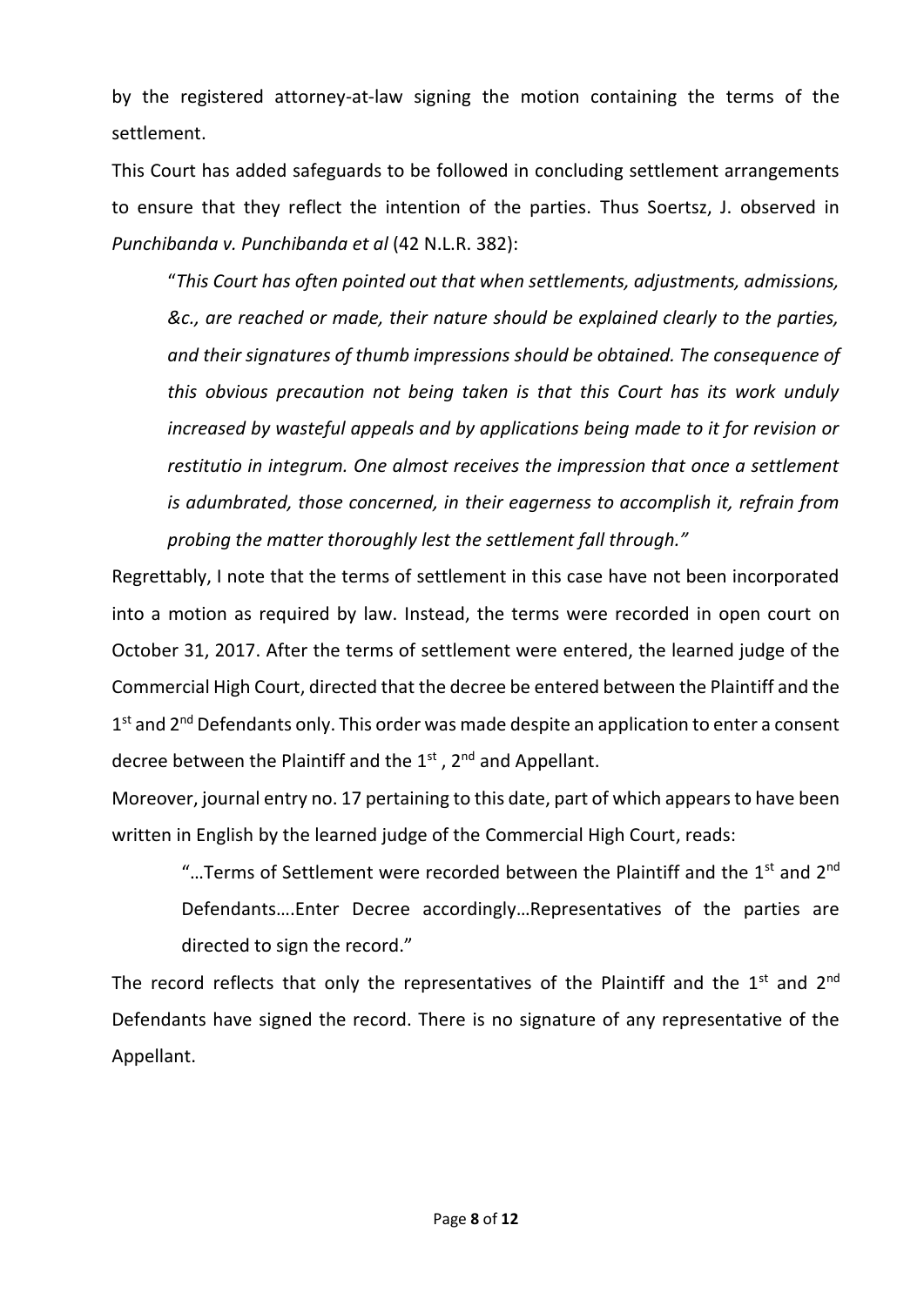by the registered attorney-at-law signing the motion containing the terms of the settlement.

This Court has added safeguards to be followed in concluding settlement arrangements to ensure that they reflect the intention of the parties. Thus Soertsz, J. observed in *Punchibanda v. Punchibanda et al* (42 N.L.R. 382):

> "*This Court has often pointed out that when settlements, adjustments, admissions, &c., are reached or made, their nature should be explained clearly to the parties, and their signatures of thumb impressions should be obtained. The consequence of this obvious precaution not being taken is that this Court has its work unduly increased by wasteful appeals and by applications being made to it for revision or restitutio in integrum. One almost receives the impression that once a settlement is adumbrated, those concerned, in their eagerness to accomplish it, refrain from probing the matter thoroughly lest the settlement fall through."*

Regrettably, I note that the terms of settlement in this case have not been incorporated into a motion as required by law. Instead, the terms were recorded in open court on October 31, 2017. After the terms of settlement were entered, the learned judge of the Commercial High Court, directed that the decree be entered between the Plaintiff and the 1st and 2nd Defendants only. This order was made despite an application to enter a consent decree between the Plaintiff and the 1st , 2nd and Appellant.

Moreover, journal entry no. 17 pertaining to this date, part of which appears to have been written in English by the learned judge of the Commercial High Court, reads:

> "…Terms of Settlement were recorded between the Plaintiff and the 1st and 2nd Defendants….Enter Decree accordingly…Representatives of the parties are directed to sign the record."

The record reflects that only the representatives of the Plaintiff and the 1st and 2nd Defendants have signed the record. There is no signature of any representative of the Appellant.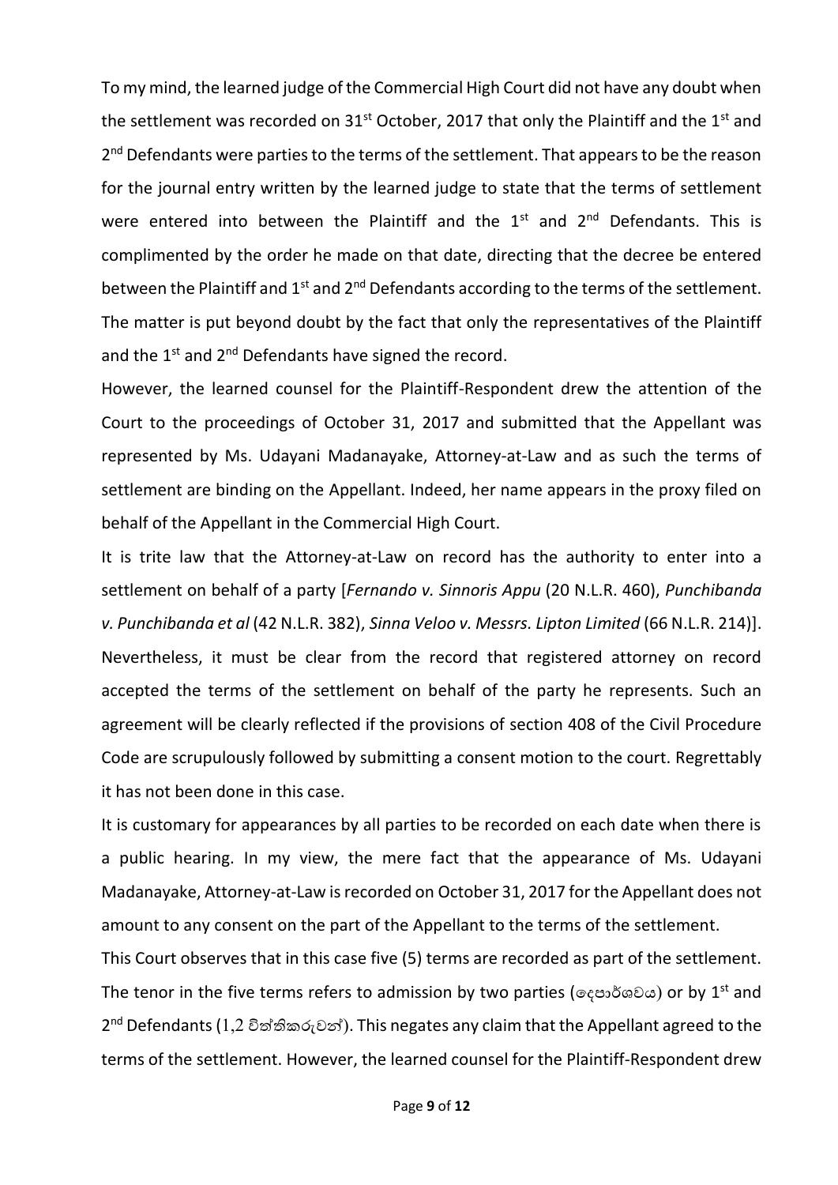To my mind, the learned judge of the Commercial High Court did not have any doubt when the settlement was recorded on 31st October, 2017 that only the Plaintiff and the 1st and 2nd Defendants were parties to the terms of the settlement. That appears to be the reason for the journal entry written by the learned judge to state that the terms of settlement were entered into between the Plaintiff and the 1st and 2nd Defendants. This is complimented by the order he made on that date, directing that the decree be entered between the Plaintiff and 1st and 2nd Defendants according to the terms of the settlement. The matter is put beyond doubt by the fact that only the representatives of the Plaintiff and the 1st and 2nd Defendants have signed the record.

However, the learned counsel for the Plaintiff-Respondent drew the attention of the Court to the proceedings of October 31, 2017 and submitted that the Appellant was represented by Ms. Udayani Madanayake, Attorney-at-Law and as such the terms of settlement are binding on the Appellant. Indeed, her name appears in the proxy filed on behalf of the Appellant in the Commercial High Court.

It is trite law that the Attorney-at-Law on record has the authority to enter into a settlement on behalf of a party [*Fernando v. Sinnoris Appu* (20 N.L.R. 460), *Punchibanda v. Punchibanda et al* (42 N.L.R. 382), *Sinna Veloo v. Messrs. Lipton Limited* (66 N.L.R. 214)]. Nevertheless, it must be clear from the record that registered attorney on record accepted the terms of the settlement on behalf of the party he represents. Such an agreement will be clearly reflected if the provisions of section 408 of the Civil Procedure Code are scrupulously followed by submitting a consent motion to the court. Regrettably it has not been done in this case.

It is customary for appearances by all parties to be recorded on each date when there is a public hearing. In my view, the mere fact that the appearance of Ms. Udayani Madanayake, Attorney-at-Law is recorded on October 31, 2017 for the Appellant does not amount to any consent on the part of the Appellant to the terms of the settlement.

This Court observes that in this case five (5) terms are recorded as part of the settlement. The tenor in the five terms refers to admission by two parties (දෙපාර්ශවය) or by 1st and 2nd Defendants (1,2 විත්තිකරුවන්). This negates any claim that the Appellant agreed to the terms of the settlement. However, the learned counsel for the Plaintiff-Respondent drew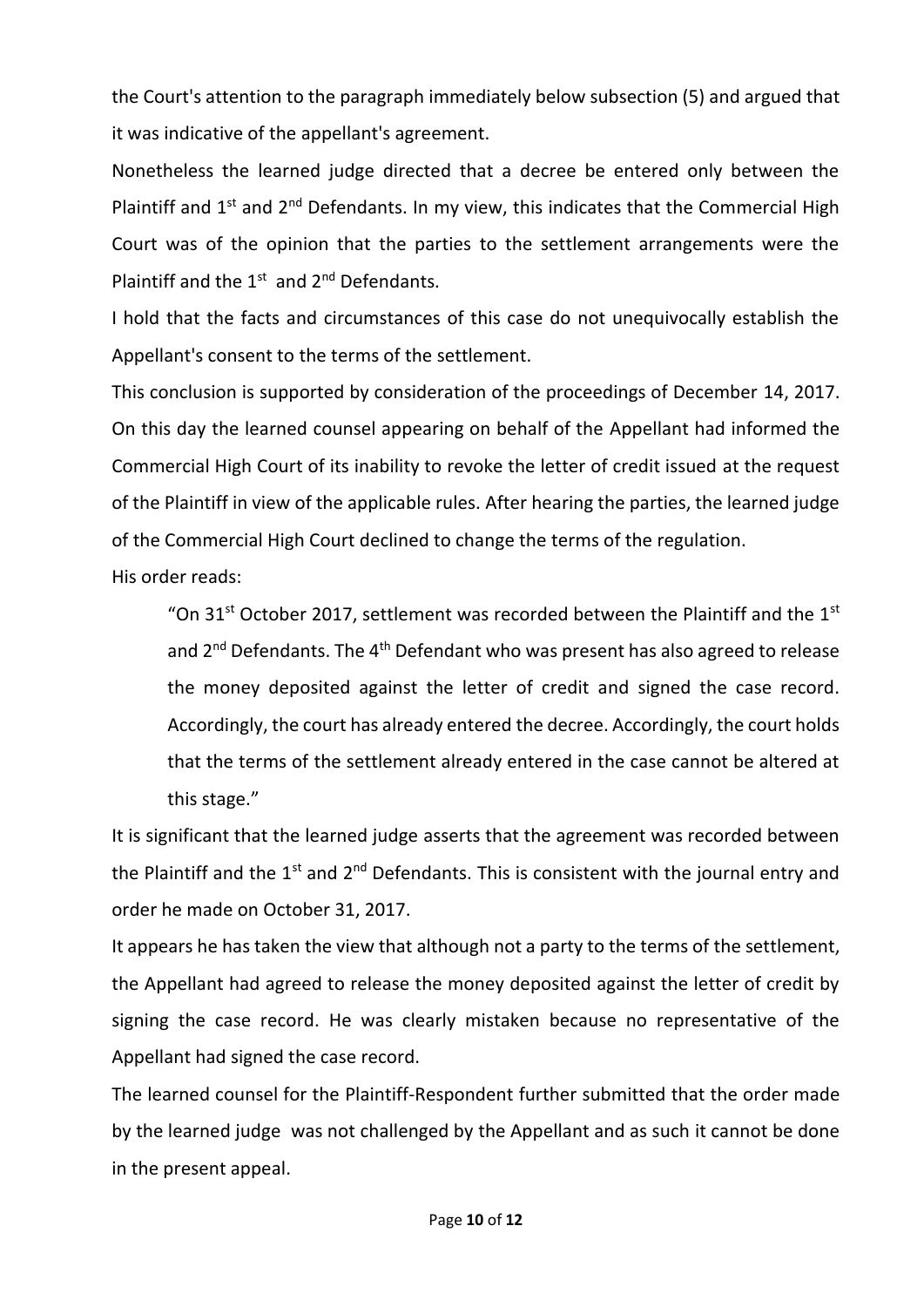the Court's attention to the paragraph immediately below subsection (5) and argued that it was indicative of the appellant's agreement.

Nonetheless the learned judge directed that a decree be entered only between the Plaintiff and 1st and 2nd Defendants. In my view, this indicates that the Commercial High Court was of the opinion that the parties to the settlement arrangements were the Plaintiff and the 1st and 2nd Defendants.

I hold that the facts and circumstances of this case do not unequivocally establish the Appellant's consent to the terms of the settlement.

This conclusion is supported by consideration of the proceedings of December 14, 2017. On this day the learned counsel appearing on behalf of the Appellant had informed the Commercial High Court of its inability to revoke the letter of credit issued at the request of the Plaintiff in view of the applicable rules. After hearing the parties, the learned judge of the Commercial High Court declined to change the terms of the regulation.

His order reads:

> "On 31st October 2017, settlement was recorded between the Plaintiff and the 1st and 2nd Defendants. The 4th Defendant who was present has also agreed to release the money deposited against the letter of credit and signed the case record. Accordingly, the court has already entered the decree. Accordingly, the court holds that the terms of the settlement already entered in the case cannot be altered at this stage."

It is significant that the learned judge asserts that the agreement was recorded between the Plaintiff and the 1st and 2nd Defendants. This is consistent with the journal entry and order he made on October 31, 2017.

It appears he has taken the view that although not a party to the terms of the settlement, the Appellant had agreed to release the money deposited against the letter of credit by signing the case record. He was clearly mistaken because no representative of the Appellant had signed the case record.

The learned counsel for the Plaintiff-Respondent further submitted that the order made by the learned judge was not challenged by the Appellant and as such it cannot be done in the present appeal.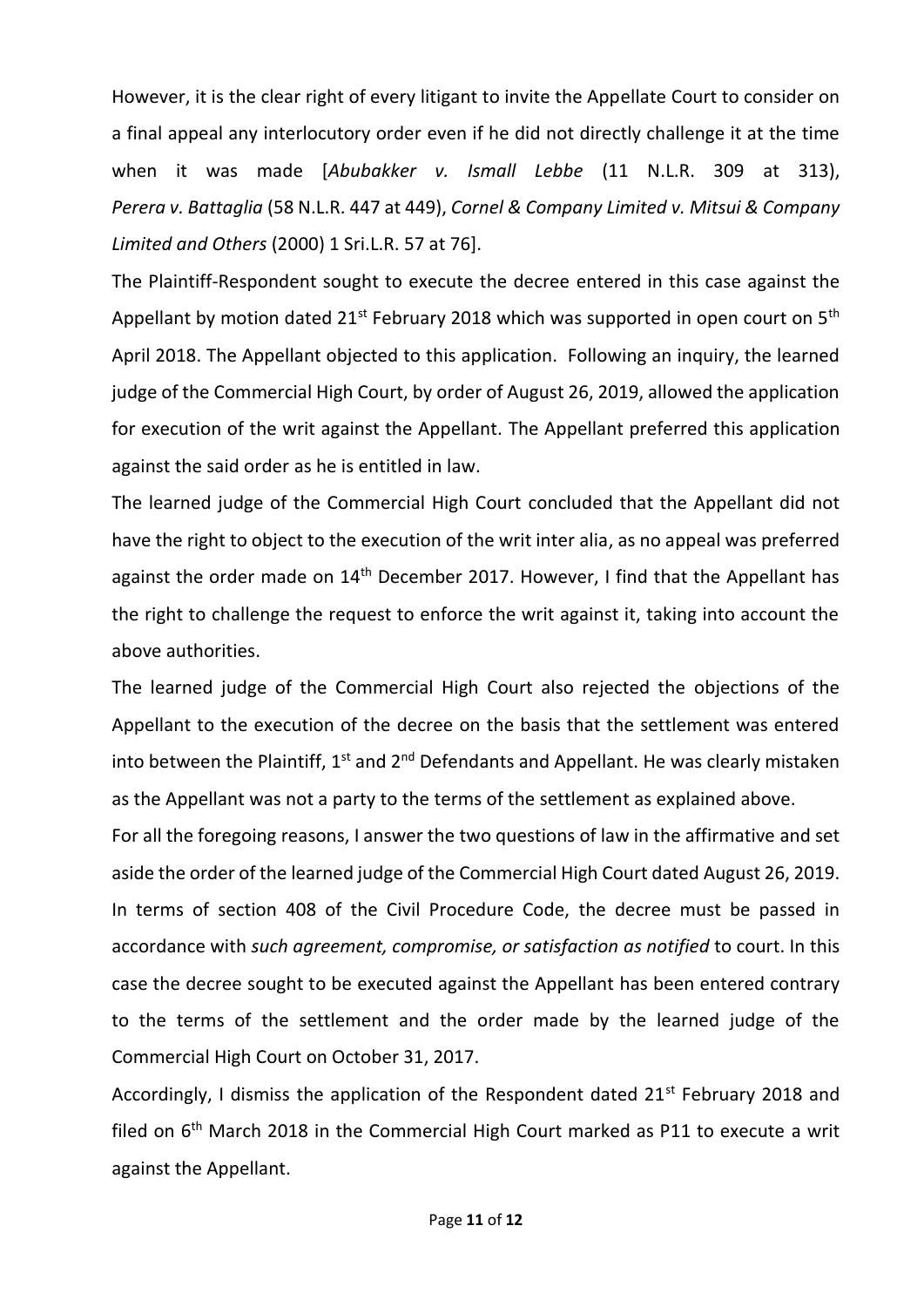However, it is the clear right of every litigant to invite the Appellate Court to consider on a final appeal any interlocutory order even if he did not directly challenge it at the time when it was made [*Abubakker v. Ismall Lebbe* (11 N.L.R. 309 at 313), *Perera v. Battaglia* (58 N.L.R. 447 at 449), *Cornel & Company Limited v. Mitsui & Company Limited and Others* (2000) 1 Sri.L.R. 57 at 76].

The Plaintiff-Respondent sought to execute the decree entered in this case against the Appellant by motion dated 21st February 2018 which was supported in open court on 5th April 2018. The Appellant objected to this application. Following an inquiry, the learned judge of the Commercial High Court, by order of August 26, 2019, allowed the application for execution of the writ against the Appellant. The Appellant preferred this application against the said order as he is entitled in law.

The learned judge of the Commercial High Court concluded that the Appellant did not have the right to object to the execution of the writ inter alia, as no appeal was preferred against the order made on 14th December 2017. However, I find that the Appellant has the right to challenge the request to enforce the writ against it, taking into account the above authorities.

The learned judge of the Commercial High Court also rejected the objections of the Appellant to the execution of the decree on the basis that the settlement was entered into between the Plaintiff, 1st and 2nd Defendants and Appellant. He was clearly mistaken as the Appellant was not a party to the terms of the settlement as explained above.

For all the foregoing reasons, I answer the two questions of law in the affirmative and set aside the order of the learned judge of the Commercial High Court dated August 26, 2019. In terms of section 408 of the Civil Procedure Code, the decree must be passed in accordance with *such agreement, compromise, or satisfaction as notified* to court. In this case the decree sought to be executed against the Appellant has been entered contrary to the terms of the settlement and the order made by the learned judge of the Commercial High Court on October 31, 2017.

Accordingly, I dismiss the application of the Respondent dated 21st February 2018 and filed on 6th March 2018 in the Commercial High Court marked as P11 to execute a writ against the Appellant.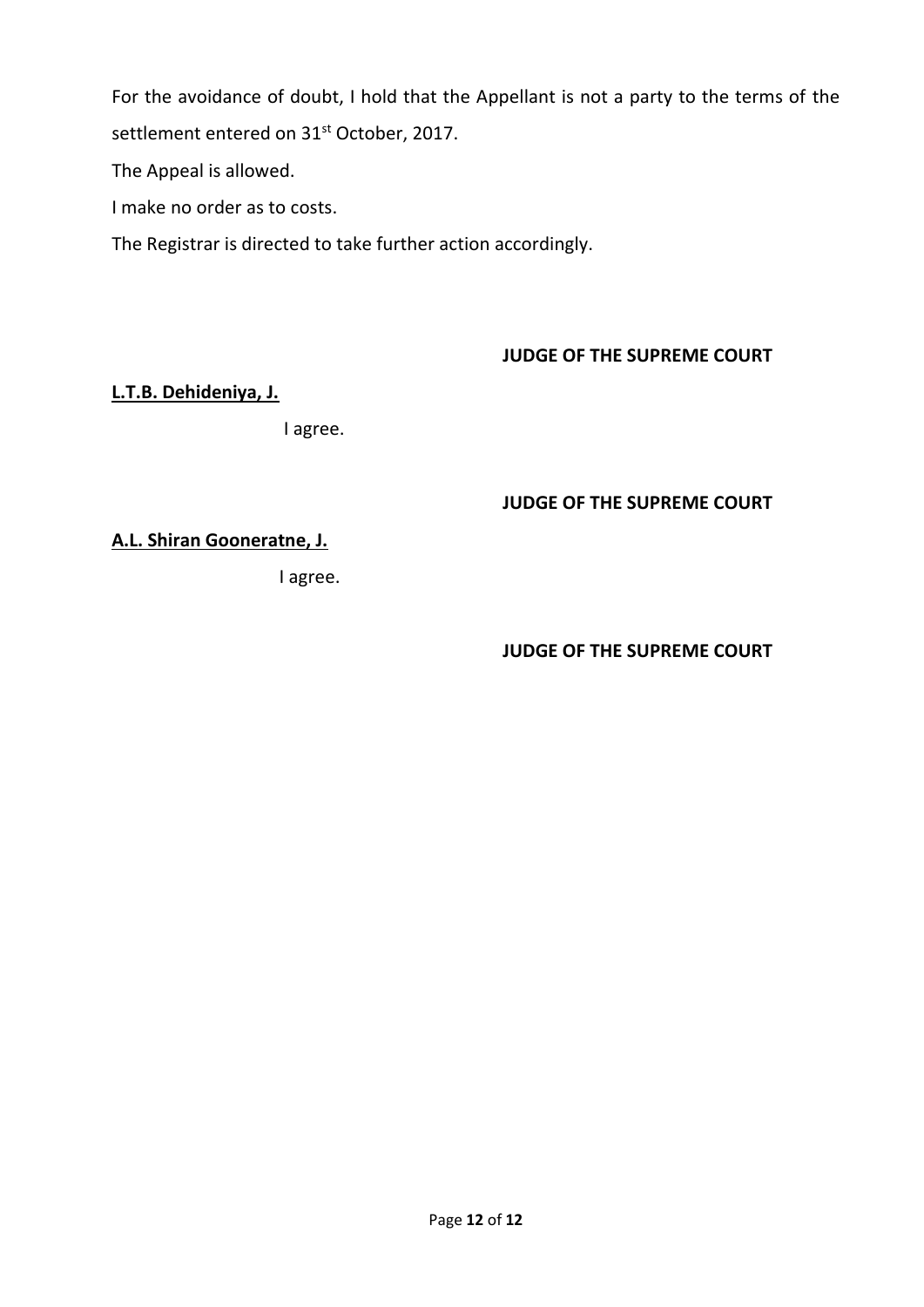For the avoidance of doubt, I hold that the Appellant is not a party to the terms of the settlement entered on 31st October, 2017.

The Appeal is allowed.

I make no order as to costs.

The Registrar is directed to take further action accordingly.

**JUDGE OF THE SUPREME COURT**

**L.T.B. Dehideniya, J.**

I agree.

**JUDGE OF THE SUPREME COURT**

**A.L. Shiran Gooneratne, J.**

I agree.

**JUDGE OF THE SUPREME COURT**